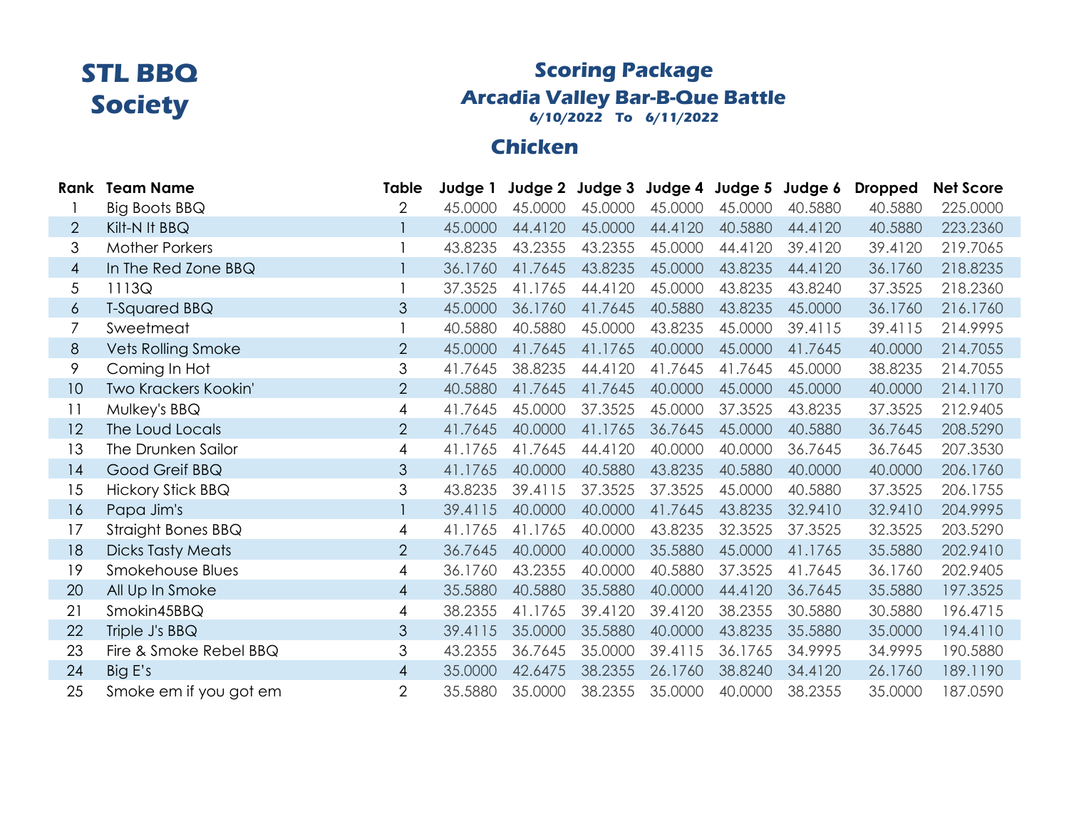# STL BBQ Society

## Scoring Package

## Arcadia Valley Bar-B-Que Battle

**6/10/2022 To 6/11/2022**

## Chicken

| Rank | Team Name | Table | Judge 1 | Judge 2 | Judge 3 | Judge 4 | Judge 5 | Judge 6 | Dropped | Net Score |
|---|---|---|---|---|---|---|---|---|---|---|
| 1 | Big Boots BBQ | 2 | 45.0000 | 45.0000 | 45.0000 | 45.0000 | 45.0000 | 40.5880 | 40.5880 | 225.0000 |
| 2 | Kilt-N It BBQ | 1 | 45.0000 | 44.4120 | 45.0000 | 44.4120 | 40.5880 | 44.4120 | 40.5880 | 223.2360 |
| 3 | Mother Porkers | 1 | 43.8235 | 43.2355 | 43.2355 | 45.0000 | 44.4120 | 39.4120 | 39.4120 | 219.7065 |
| 4 | In The Red Zone BBQ | 1 | 36.1760 | 41.7645 | 43.8235 | 45.0000 | 43.8235 | 44.4120 | 36.1760 | 218.8235 |
| 5 | 1113Q | 1 | 37.3525 | 41.1765 | 44.4120 | 45.0000 | 43.8235 | 43.8240 | 37.3525 | 218.2360 |
| 6 | T-Squared BBQ | 3 | 45.0000 | 36.1760 | 41.7645 | 40.5880 | 43.8235 | 45.0000 | 36.1760 | 216.1760 |
| 7 | Sweetmeat | 1 | 40.5880 | 40.5880 | 45.0000 | 43.8235 | 45.0000 | 39.4115 | 39.4115 | 214.9995 |
| 8 | Vets Rolling Smoke | 2 | 45.0000 | 41.7645 | 41.1765 | 40.0000 | 45.0000 | 41.7645 | 40.0000 | 214.7055 |
| 9 | Coming In Hot | 3 | 41.7645 | 38.8235 | 44.4120 | 41.7645 | 41.7645 | 45.0000 | 38.8235 | 214.7055 |
| 10 | Two Krackers Kookin' | 2 | 40.5880 | 41.7645 | 41.7645 | 40.0000 | 45.0000 | 45.0000 | 40.0000 | 214.1170 |
| 11 | Mulkey's BBQ | 4 | 41.7645 | 45.0000 | 37.3525 | 45.0000 | 37.3525 | 43.8235 | 37.3525 | 212.9405 |
| 12 | The Loud Locals | 2 | 41.7645 | 40.0000 | 41.1765 | 36.7645 | 45.0000 | 40.5880 | 36.7645 | 208.5290 |
| 13 | The Drunken Sailor | 4 | 41.1765 | 41.7645 | 44.4120 | 40.0000 | 40.0000 | 36.7645 | 36.7645 | 207.3530 |
| 14 | Good Greif BBQ | 3 | 41.1765 | 40.0000 | 40.5880 | 43.8235 | 40.5880 | 40.0000 | 40.0000 | 206.1760 |
| 15 | Hickory Stick BBQ | 3 | 43.8235 | 39.4115 | 37.3525 | 37.3525 | 45.0000 | 40.5880 | 37.3525 | 206.1755 |
| 16 | Papa Jim's | 1 | 39.4115 | 40.0000 | 40.0000 | 41.7645 | 43.8235 | 32.9410 | 32.9410 | 204.9995 |
| 17 | Straight Bones BBQ | 4 | 41.1765 | 41.1765 | 40.0000 | 43.8235 | 32.3525 | 37.3525 | 32.3525 | 203.5290 |
| 18 | Dicks Tasty Meats | 2 | 36.7645 | 40.0000 | 40.0000 | 35.5880 | 45.0000 | 41.1765 | 35.5880 | 202.9410 |
| 19 | Smokehouse Blues | 4 | 36.1760 | 43.2355 | 40.0000 | 40.5880 | 37.3525 | 41.7645 | 36.1760 | 202.9405 |
| 20 | All Up In Smoke | 4 | 35.5880 | 40.5880 | 35.5880 | 40.0000 | 44.4120 | 36.7645 | 35.5880 | 197.3525 |
| 21 | Smokin45BBQ | 4 | 38.2355 | 41.1765 | 39.4120 | 39.4120 | 38.2355 | 30.5880 | 30.5880 | 196.4715 |
| 22 | Triple J's BBQ | 3 | 39.4115 | 35.0000 | 35.5880 | 40.0000 | 43.8235 | 35.5880 | 35.0000 | 194.4110 |
| 23 | Fire & Smoke Rebel BBQ | 3 | 43.2355 | 36.7645 | 35.0000 | 39.4115 | 36.1765 | 34.9995 | 34.9995 | 190.5880 |
| 24 | Big E's | 4 | 35.0000 | 42.6475 | 38.2355 | 26.1760 | 38.8240 | 34.4120 | 26.1760 | 189.1190 |
| 25 | Smoke em if you got em | 2 | 35.5880 | 35.0000 | 38.2355 | 35.0000 | 40.0000 | 38.2355 | 35.0000 | 187.0590 |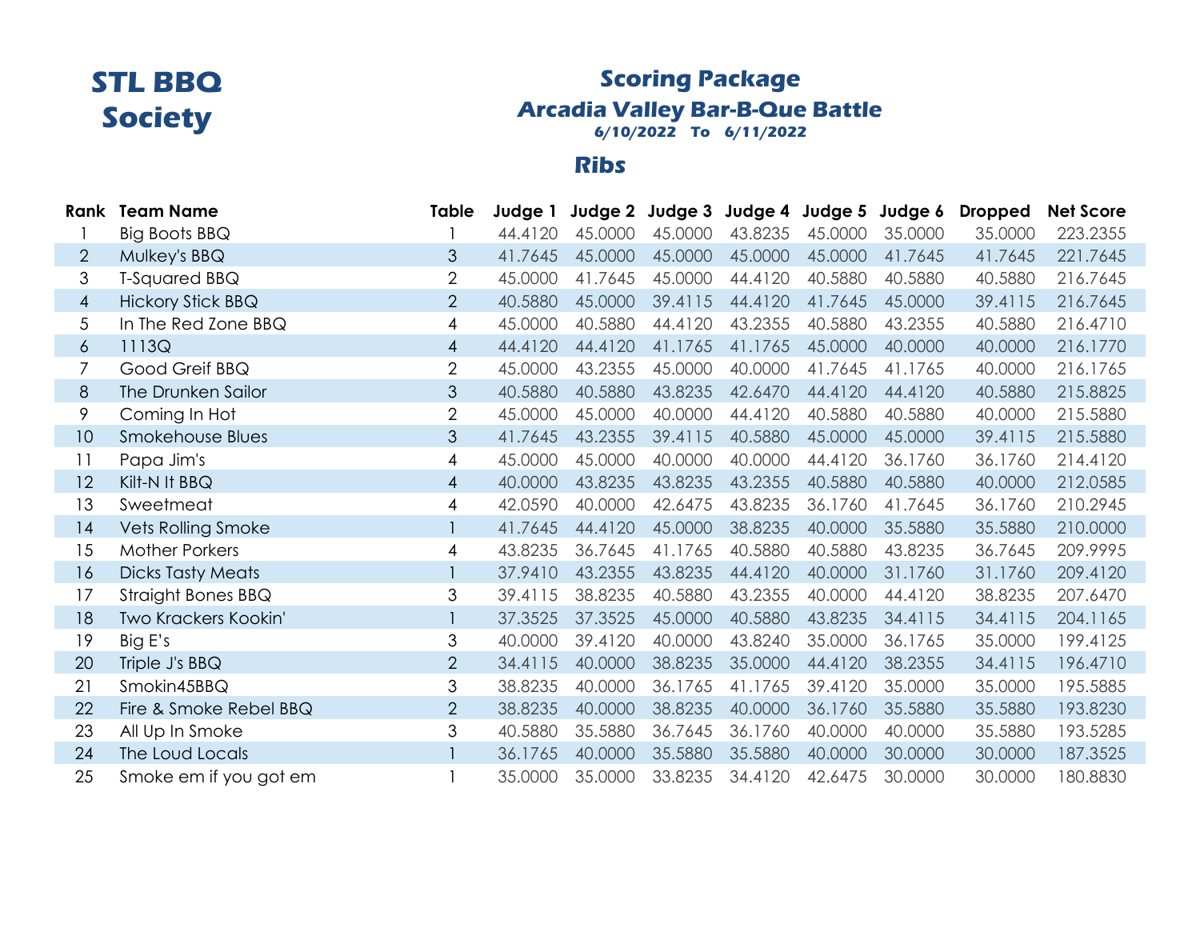# STL BBQ Society

## Scoring Package

## Arcadia Valley Bar-B-Que Battle

**6/10/2022 To 6/11/2022**

### Ribs

| Rank | Team Name | Table | Judge 1 | Judge 2 | Judge 3 | Judge 4 | Judge 5 | Judge 6 | Dropped | Net Score |
|---|---|---|---|---|---|---|---|---|---|---|
| 1 | Big Boots BBQ | 1 | 44.4120 | 45.0000 | 45.0000 | 43.8235 | 45.0000 | 35.0000 | 35.0000 | 223.2355 |
| 2 | Mulkey's BBQ | 3 | 41.7645 | 45.0000 | 45.0000 | 45.0000 | 45.0000 | 41.7645 | 41.7645 | 221.7645 |
| 3 | T-Squared BBQ | 2 | 45.0000 | 41.7645 | 45.0000 | 44.4120 | 40.5880 | 40.5880 | 40.5880 | 216.7645 |
| 4 | Hickory Stick BBQ | 2 | 40.5880 | 45.0000 | 39.4115 | 44.4120 | 41.7645 | 45.0000 | 39.4115 | 216.7645 |
| 5 | In The Red Zone BBQ | 4 | 45.0000 | 40.5880 | 44.4120 | 43.2355 | 40.5880 | 43.2355 | 40.5880 | 216.4710 |
| 6 | 1113Q | 4 | 44.4120 | 44.4120 | 41.1765 | 41.1765 | 45.0000 | 40.0000 | 40.0000 | 216.1770 |
| 7 | Good Greif BBQ | 2 | 45.0000 | 43.2355 | 45.0000 | 40.0000 | 41.7645 | 41.1765 | 40.0000 | 216.1765 |
| 8 | The Drunken Sailor | 3 | 40.5880 | 40.5880 | 43.8235 | 42.6470 | 44.4120 | 44.4120 | 40.5880 | 215.8825 |
| 9 | Coming In Hot | 2 | 45.0000 | 45.0000 | 40.0000 | 44.4120 | 40.5880 | 40.5880 | 40.0000 | 215.5880 |
| 10 | Smokehouse Blues | 3 | 41.7645 | 43.2355 | 39.4115 | 40.5880 | 45.0000 | 45.0000 | 39.4115 | 215.5880 |
| 11 | Papa Jim's | 4 | 45.0000 | 45.0000 | 40.0000 | 40.0000 | 44.4120 | 36.1760 | 36.1760 | 214.4120 |
| 12 | Kilt-N It BBQ | 4 | 40.0000 | 43.8235 | 43.8235 | 43.2355 | 40.5880 | 40.5880 | 40.0000 | 212.0585 |
| 13 | Sweetmeat | 4 | 42.0590 | 40.0000 | 42.6475 | 43.8235 | 36.1760 | 41.7645 | 36.1760 | 210.2945 |
| 14 | Vets Rolling Smoke | 1 | 41.7645 | 44.4120 | 45.0000 | 38.8235 | 40.0000 | 35.5880 | 35.5880 | 210.0000 |
| 15 | Mother Porkers | 4 | 43.8235 | 36.7645 | 41.1765 | 40.5880 | 40.5880 | 43.8235 | 36.7645 | 209.9995 |
| 16 | Dicks Tasty Meats | 1 | 37.9410 | 43.2355 | 43.8235 | 44.4120 | 40.0000 | 31.1760 | 31.1760 | 209.4120 |
| 17 | Straight Bones BBQ | 3 | 39.4115 | 38.8235 | 40.5880 | 43.2355 | 40.0000 | 44.4120 | 38.8235 | 207.6470 |
| 18 | Two Krackers Kookin' | 1 | 37.3525 | 37.3525 | 45.0000 | 40.5880 | 43.8235 | 34.4115 | 34.4115 | 204.1165 |
| 19 | Big E's | 3 | 40.0000 | 39.4120 | 40.0000 | 43.8240 | 35.0000 | 36.1765 | 35.0000 | 199.4125 |
| 20 | Triple J's BBQ | 2 | 34.4115 | 40.0000 | 38.8235 | 35.0000 | 44.4120 | 38.2355 | 34.4115 | 196.4710 |
| 21 | Smokin45BBQ | 3 | 38.8235 | 40.0000 | 36.1765 | 41.1765 | 39.4120 | 35.0000 | 35.0000 | 195.5885 |
| 22 | Fire & Smoke Rebel BBQ | 2 | 38.8235 | 40.0000 | 38.8235 | 40.0000 | 36.1760 | 35.5880 | 35.5880 | 193.8230 |
| 23 | All Up In Smoke | 3 | 40.5880 | 35.5880 | 36.7645 | 36.1760 | 40.0000 | 40.0000 | 35.5880 | 193.5285 |
| 24 | The Loud Locals | 1 | 36.1765 | 40.0000 | 35.5880 | 35.5880 | 40.0000 | 30.0000 | 30.0000 | 187.3525 |
| 25 | Smoke em if you got em | 1 | 35.0000 | 35.0000 | 33.8235 | 34.4120 | 42.6475 | 30.0000 | 30.0000 | 180.8830 |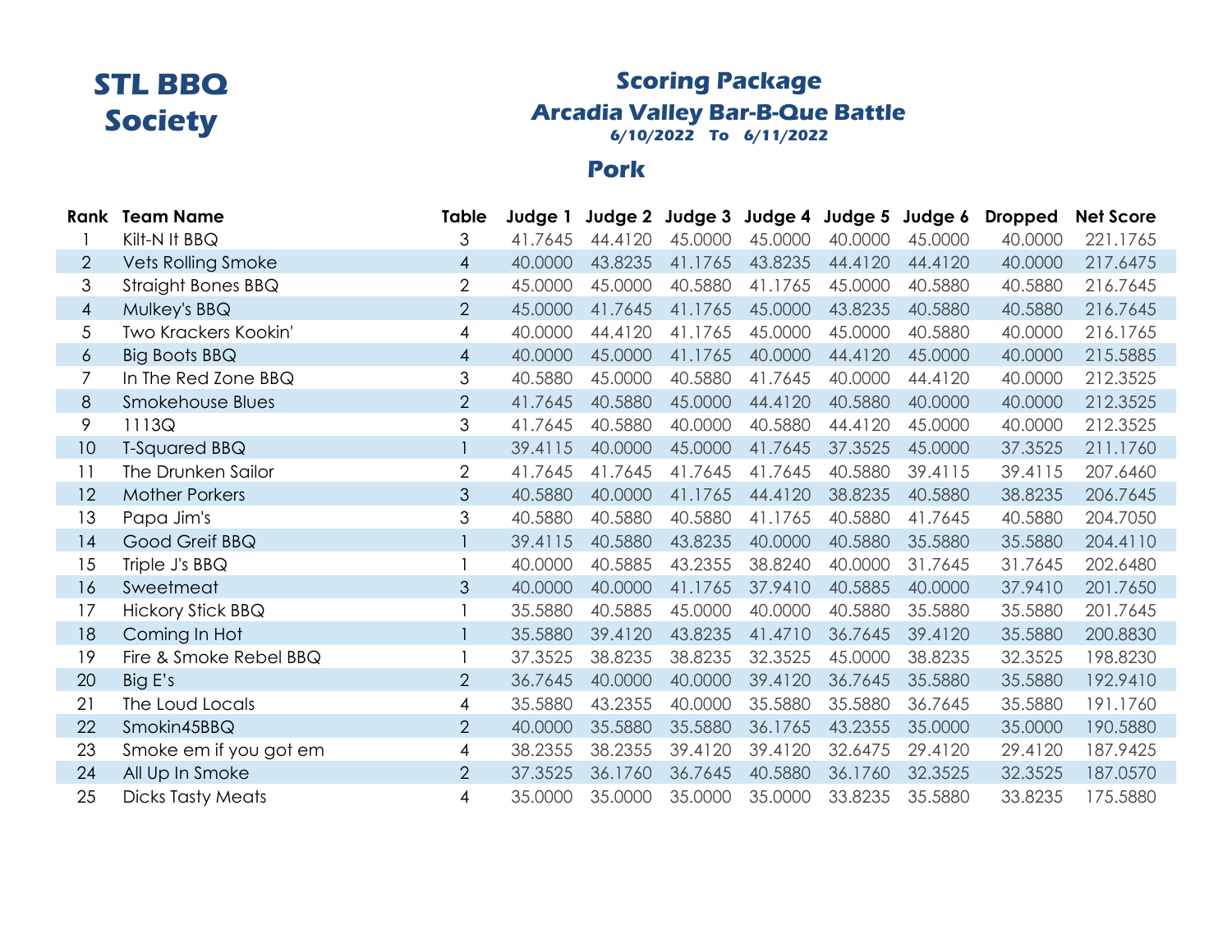# STL BBQ Society

## Scoring Package

## Arcadia Valley Bar-B-Que Battle

**6/10/2022 To 6/11/2022**

### Pork

| Rank | Team Name | Table | Judge 1 | Judge 2 | Judge 3 | Judge 4 | Judge 5 | Judge 6 | Dropped | Net Score |
|---|---|---|---|---|---|---|---|---|---|---|
| 1 | Kilt-N It BBQ | 3 | 41.7645 | 44.4120 | 45.0000 | 45.0000 | 40.0000 | 45.0000 | 40.0000 | 221.1765 |
| 2 | Vets Rolling Smoke | 4 | 40.0000 | 43.8235 | 41.1765 | 43.8235 | 44.4120 | 44.4120 | 40.0000 | 217.6475 |
| 3 | Straight Bones BBQ | 2 | 45.0000 | 45.0000 | 40.5880 | 41.1765 | 45.0000 | 40.5880 | 40.5880 | 216.7645 |
| 4 | Mulkey's BBQ | 2 | 45.0000 | 41.7645 | 41.1765 | 45.0000 | 43.8235 | 40.5880 | 40.5880 | 216.7645 |
| 5 | Two Krackers Kookin' | 4 | 40.0000 | 44.4120 | 41.1765 | 45.0000 | 45.0000 | 40.5880 | 40.0000 | 216.1765 |
| 6 | Big Boots BBQ | 4 | 40.0000 | 45.0000 | 41.1765 | 40.0000 | 44.4120 | 45.0000 | 40.0000 | 215.5885 |
| 7 | In The Red Zone BBQ | 3 | 40.5880 | 45.0000 | 40.5880 | 41.7645 | 40.0000 | 44.4120 | 40.0000 | 212.3525 |
| 8 | Smokehouse Blues | 2 | 41.7645 | 40.5880 | 45.0000 | 44.4120 | 40.5880 | 40.0000 | 40.0000 | 212.3525 |
| 9 | 1113Q | 3 | 41.7645 | 40.5880 | 40.0000 | 40.5880 | 44.4120 | 45.0000 | 40.0000 | 212.3525 |
| 10 | T-Squared BBQ | 1 | 39.4115 | 40.0000 | 45.0000 | 41.7645 | 37.3525 | 45.0000 | 37.3525 | 211.1760 |
| 11 | The Drunken Sailor | 2 | 41.7645 | 41.7645 | 41.7645 | 41.7645 | 40.5880 | 39.4115 | 39.4115 | 207.6460 |
| 12 | Mother Porkers | 3 | 40.5880 | 40.0000 | 41.1765 | 44.4120 | 38.8235 | 40.5880 | 38.8235 | 206.7645 |
| 13 | Papa Jim's | 3 | 40.5880 | 40.5880 | 40.5880 | 41.1765 | 40.5880 | 41.7645 | 40.5880 | 204.7050 |
| 14 | Good Greif BBQ | 1 | 39.4115 | 40.5880 | 43.8235 | 40.0000 | 40.5880 | 35.5880 | 35.5880 | 204.4110 |
| 15 | Triple J's BBQ | 1 | 40.0000 | 40.5885 | 43.2355 | 38.8240 | 40.0000 | 31.7645 | 31.7645 | 202.6480 |
| 16 | Sweetmeat | 3 | 40.0000 | 40.0000 | 41.1765 | 37.9410 | 40.5885 | 40.0000 | 37.9410 | 201.7650 |
| 17 | Hickory Stick BBQ | 1 | 35.5880 | 40.5885 | 45.0000 | 40.0000 | 40.5880 | 35.5880 | 35.5880 | 201.7645 |
| 18 | Coming In Hot | 1 | 35.5880 | 39.4120 | 43.8235 | 41.4710 | 36.7645 | 39.4120 | 35.5880 | 200.8830 |
| 19 | Fire & Smoke Rebel BBQ | 1 | 37.3525 | 38.8235 | 38.8235 | 32.3525 | 45.0000 | 38.8235 | 32.3525 | 198.8230 |
| 20 | Big E's | 2 | 36.7645 | 40.0000 | 40.0000 | 39.4120 | 36.7645 | 35.5880 | 35.5880 | 192.9410 |
| 21 | The Loud Locals | 4 | 35.5880 | 43.2355 | 40.0000 | 35.5880 | 35.5880 | 36.7645 | 35.5880 | 191.1760 |
| 22 | Smokin45BBQ | 2 | 40.0000 | 35.5880 | 35.5880 | 36.1765 | 43.2355 | 35.0000 | 35.0000 | 190.5880 |
| 23 | Smoke em if you got em | 4 | 38.2355 | 38.2355 | 39.4120 | 39.4120 | 32.6475 | 29.4120 | 29.4120 | 187.9425 |
| 24 | All Up In Smoke | 2 | 37.3525 | 36.1760 | 36.7645 | 40.5880 | 36.1760 | 32.3525 | 32.3525 | 187.0570 |
| 25 | Dicks Tasty Meats | 4 | 35.0000 | 35.0000 | 35.0000 | 35.0000 | 33.8235 | 35.5880 | 33.8235 | 175.5880 |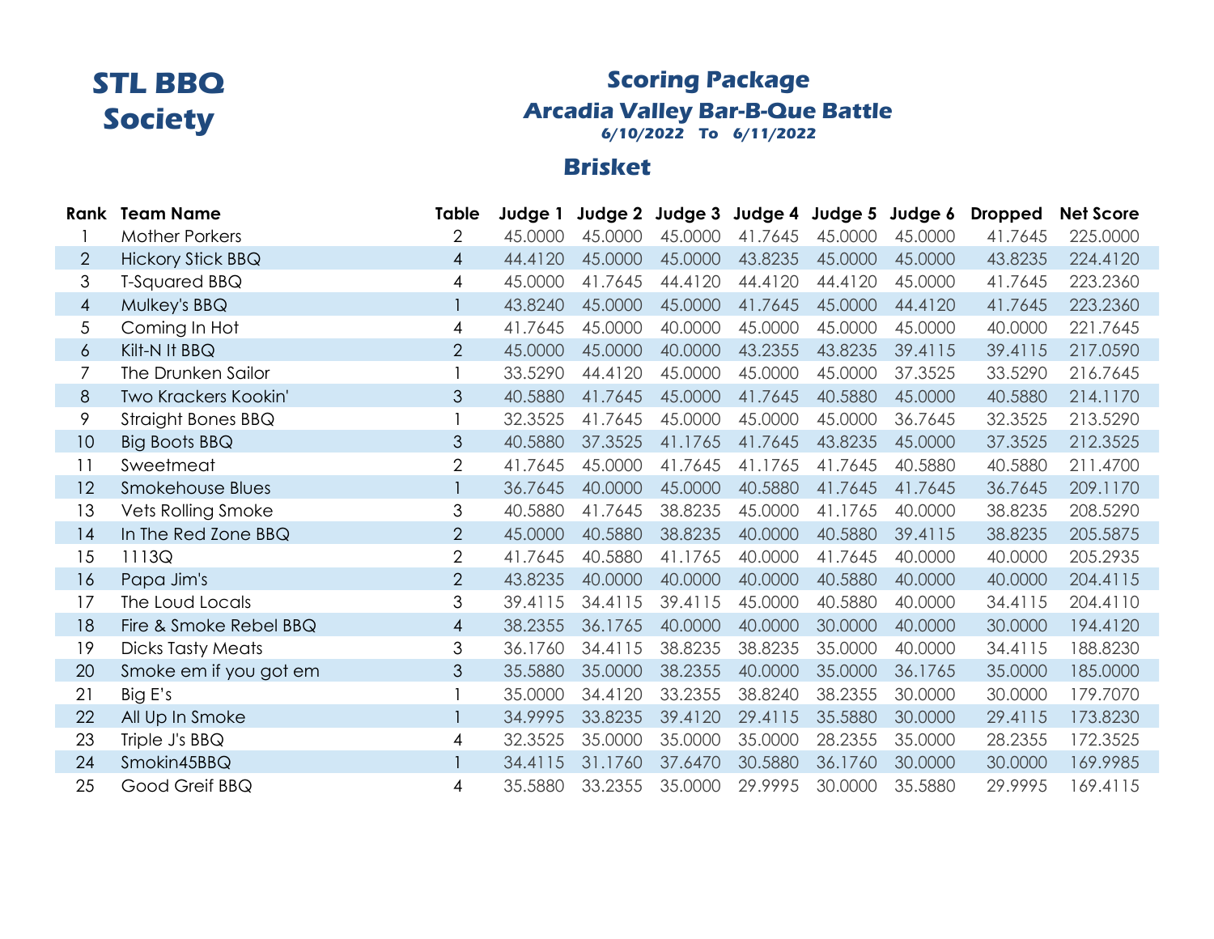# STL BBQ Society

## Scoring Package

## Arcadia Valley Bar-B-Que Battle

**6/10/2022 To 6/11/2022**

## Brisket

| Rank | Team Name | Table | Judge 1 | Judge 2 | Judge 3 | Judge 4 | Judge 5 | Judge 6 | Dropped | Net Score |
|---|---|---|---|---|---|---|---|---|---|---|
| 1 | Mother Porkers | 2 | 45.0000 | 45.0000 | 45.0000 | 41.7645 | 45.0000 | 45.0000 | 41.7645 | 225.0000 |
| 2 | Hickory Stick BBQ | 4 | 44.4120 | 45.0000 | 45.0000 | 43.8235 | 45.0000 | 45.0000 | 43.8235 | 224.4120 |
| 3 | T-Squared BBQ | 4 | 45.0000 | 41.7645 | 44.4120 | 44.4120 | 44.4120 | 45.0000 | 41.7645 | 223.2360 |
| 4 | Mulkey's BBQ | 1 | 43.8240 | 45.0000 | 45.0000 | 41.7645 | 45.0000 | 44.4120 | 41.7645 | 223.2360 |
| 5 | Coming In Hot | 4 | 41.7645 | 45.0000 | 40.0000 | 45.0000 | 45.0000 | 45.0000 | 40.0000 | 221.7645 |
| 6 | Kilt-N It BBQ | 2 | 45.0000 | 45.0000 | 40.0000 | 43.2355 | 43.8235 | 39.4115 | 39.4115 | 217.0590 |
| 7 | The Drunken Sailor | 1 | 33.5290 | 44.4120 | 45.0000 | 45.0000 | 45.0000 | 37.3525 | 33.5290 | 216.7645 |
| 8 | Two Krackers Kookin' | 3 | 40.5880 | 41.7645 | 45.0000 | 41.7645 | 40.5880 | 45.0000 | 40.5880 | 214.1170 |
| 9 | Straight Bones BBQ | 1 | 32.3525 | 41.7645 | 45.0000 | 45.0000 | 45.0000 | 36.7645 | 32.3525 | 213.5290 |
| 10 | Big Boots BBQ | 3 | 40.5880 | 37.3525 | 41.1765 | 41.7645 | 43.8235 | 45.0000 | 37.3525 | 212.3525 |
| 11 | Sweetmeat | 2 | 41.7645 | 45.0000 | 41.7645 | 41.1765 | 41.7645 | 40.5880 | 40.5880 | 211.4700 |
| 12 | Smokehouse Blues | 1 | 36.7645 | 40.0000 | 45.0000 | 40.5880 | 41.7645 | 41.7645 | 36.7645 | 209.1170 |
| 13 | Vets Rolling Smoke | 3 | 40.5880 | 41.7645 | 38.8235 | 45.0000 | 41.1765 | 40.0000 | 38.8235 | 208.5290 |
| 14 | In The Red Zone BBQ | 2 | 45.0000 | 40.5880 | 38.8235 | 40.0000 | 40.5880 | 39.4115 | 38.8235 | 205.5875 |
| 15 | 1113Q | 2 | 41.7645 | 40.5880 | 41.1765 | 40.0000 | 41.7645 | 40.0000 | 40.0000 | 205.2935 |
| 16 | Papa Jim's | 2 | 43.8235 | 40.0000 | 40.0000 | 40.0000 | 40.5880 | 40.0000 | 40.0000 | 204.4115 |
| 17 | The Loud Locals | 3 | 39.4115 | 34.4115 | 39.4115 | 45.0000 | 40.5880 | 40.0000 | 34.4115 | 204.4110 |
| 18 | Fire & Smoke Rebel BBQ | 4 | 38.2355 | 36.1765 | 40.0000 | 40.0000 | 30.0000 | 40.0000 | 30.0000 | 194.4120 |
| 19 | Dicks Tasty Meats | 3 | 36.1760 | 34.4115 | 38.8235 | 38.8235 | 35.0000 | 40.0000 | 34.4115 | 188.8230 |
| 20 | Smoke em if you got em | 3 | 35.5880 | 35.0000 | 38.2355 | 40.0000 | 35.0000 | 36.1765 | 35.0000 | 185.0000 |
| 21 | Big E's | 1 | 35.0000 | 34.4120 | 33.2355 | 38.8240 | 38.2355 | 30.0000 | 30.0000 | 179.7070 |
| 22 | All Up In Smoke | 1 | 34.9995 | 33.8235 | 39.4120 | 29.4115 | 35.5880 | 30.0000 | 29.4115 | 173.8230 |
| 23 | Triple J's BBQ | 4 | 32.3525 | 35.0000 | 35.0000 | 35.0000 | 28.2355 | 35.0000 | 28.2355 | 172.3525 |
| 24 | Smokin45BBQ | 1 | 34.4115 | 31.1760 | 37.6470 | 30.5880 | 36.1760 | 30.0000 | 30.0000 | 169.9985 |
| 25 | Good Greif BBQ | 4 | 35.5880 | 33.2355 | 35.0000 | 29.9995 | 30.0000 | 35.5880 | 29.9995 | 169.4115 |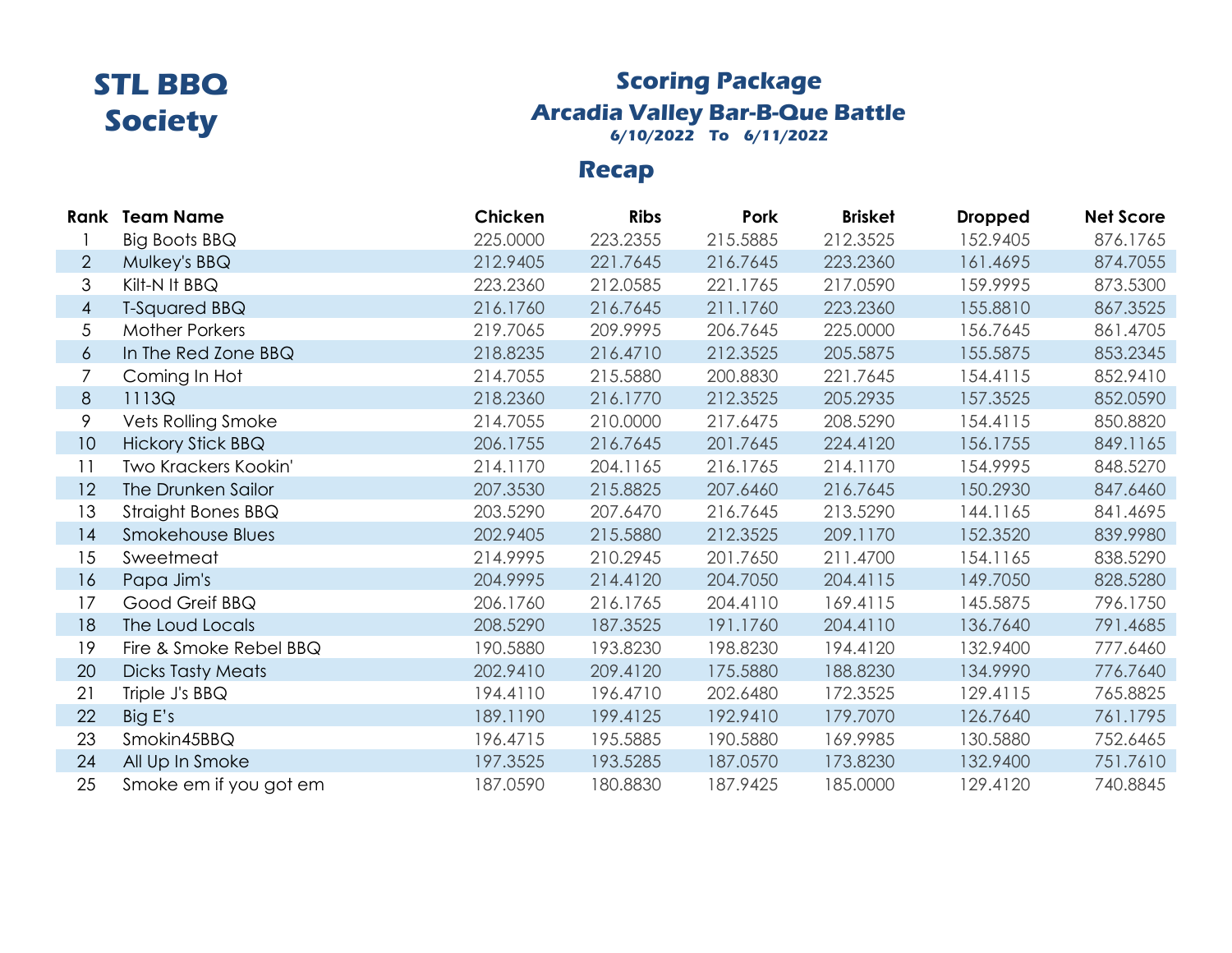# STL BBQ Society

## Scoring Package
## Arcadia Valley Bar-B-Que Battle
**6/10/2022 To 6/11/2022**

## Recap

| Rank | Team Name | Chicken | Ribs | Pork | Brisket | Dropped | Net Score |
|---|---|---|---|---|---|---|---|
| 1 | Big Boots BBQ | 225.0000 | 223.2355 | 215.5885 | 212.3525 | 152.9405 | 876.1765 |
| 2 | Mulkey's BBQ | 212.9405 | 221.7645 | 216.7645 | 223.2360 | 161.4695 | 874.7055 |
| 3 | Kilt-N It BBQ | 223.2360 | 212.0585 | 221.1765 | 217.0590 | 159.9995 | 873.5300 |
| 4 | T-Squared BBQ | 216.1760 | 216.7645 | 211.1760 | 223.2360 | 155.8810 | 867.3525 |
| 5 | Mother Porkers | 219.7065 | 209.9995 | 206.7645 | 225.0000 | 156.7645 | 861.4705 |
| 6 | In The Red Zone BBQ | 218.8235 | 216.4710 | 212.3525 | 205.5875 | 155.5875 | 853.2345 |
| 7 | Coming In Hot | 214.7055 | 215.5880 | 200.8830 | 221.7645 | 154.4115 | 852.9410 |
| 8 | 1113Q | 218.2360 | 216.1770 | 212.3525 | 205.2935 | 157.3525 | 852.0590 |
| 9 | Vets Rolling Smoke | 214.7055 | 210.0000 | 217.6475 | 208.5290 | 154.4115 | 850.8820 |
| 10 | Hickory Stick BBQ | 206.1755 | 216.7645 | 201.7645 | 224.4120 | 156.1755 | 849.1165 |
| 11 | Two Krackers Kookin' | 214.1170 | 204.1165 | 216.1765 | 214.1170 | 154.9995 | 848.5270 |
| 12 | The Drunken Sailor | 207.3530 | 215.8825 | 207.6460 | 216.7645 | 150.2930 | 847.6460 |
| 13 | Straight Bones BBQ | 203.5290 | 207.6470 | 216.7645 | 213.5290 | 144.1165 | 841.4695 |
| 14 | Smokehouse Blues | 202.9405 | 215.5880 | 212.3525 | 209.1170 | 152.3520 | 839.9980 |
| 15 | Sweetmeat | 214.9995 | 210.2945 | 201.7650 | 211.4700 | 154.1165 | 838.5290 |
| 16 | Papa Jim's | 204.9995 | 214.4120 | 204.7050 | 204.4115 | 149.7050 | 828.5280 |
| 17 | Good Greif BBQ | 206.1760 | 216.1765 | 204.4110 | 169.4115 | 145.5875 | 796.1750 |
| 18 | The Loud Locals | 208.5290 | 187.3525 | 191.1760 | 204.4110 | 136.7640 | 791.4685 |
| 19 | Fire & Smoke Rebel BBQ | 190.5880 | 193.8230 | 198.8230 | 194.4120 | 132.9400 | 777.6460 |
| 20 | Dicks Tasty Meats | 202.9410 | 209.4120 | 175.5880 | 188.8230 | 134.9990 | 776.7640 |
| 21 | Triple J's BBQ | 194.4110 | 196.4710 | 202.6480 | 172.3525 | 129.4115 | 765.8825 |
| 22 | Big E's | 189.1190 | 199.4125 | 192.9410 | 179.7070 | 126.7640 | 761.1795 |
| 23 | Smokin45BBQ | 196.4715 | 195.5885 | 190.5880 | 169.9985 | 130.5880 | 752.6465 |
| 24 | All Up In Smoke | 197.3525 | 193.5285 | 187.0570 | 173.8230 | 132.9400 | 751.7610 |
| 25 | Smoke em if you got em | 187.0590 | 180.8830 | 187.9425 | 185.0000 | 129.4120 | 740.8845 |